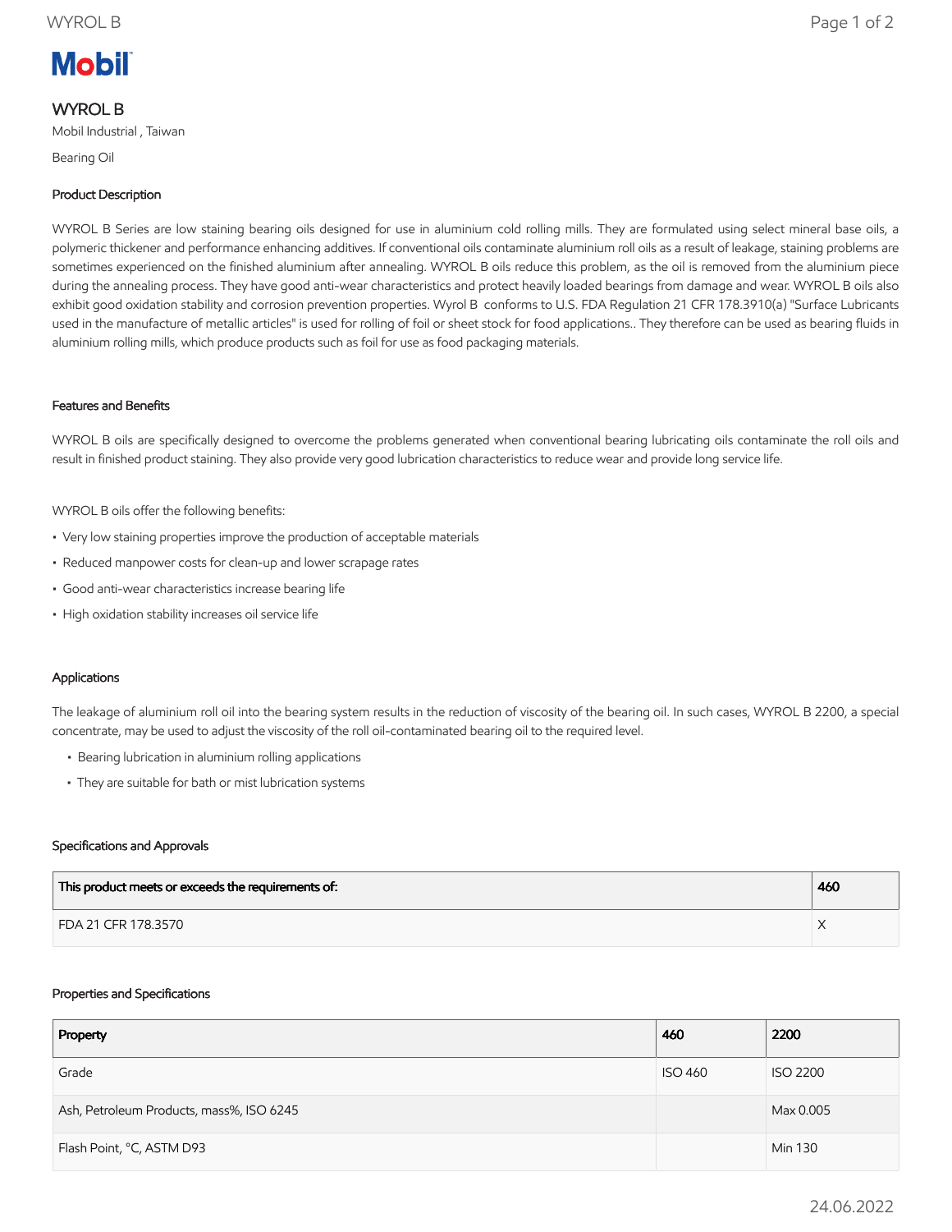# WYROL B

Mobil Industrial , Taiwan

Bearing Oil

## Product Description

WYROL B Series are low staining bearing oils designed for use in aluminium cold rolling mills. They are formulated using select mineral base oils, a polymeric thickener and performance enhancing additives. If conventional oils contaminate aluminium roll oils as a result of leakage, staining problems are sometimes experienced on the finished aluminium after annealing. WYROL B oils reduce this problem, as the oil is removed from the aluminium piece during the annealing process. They have good anti-wear characteristics and protect heavily loaded bearings from damage and wear. WYROL B oils also exhibit good oxidation stability and corrosion prevention properties. Wyrol B conforms to U.S. FDA Regulation 21 CFR 178.3910(a) "Surface Lubricants used in the manufacture of metallic articles" is used for rolling of foil or sheet stock for food applications.. They therefore can be used as bearing fluids in aluminium rolling mills, which produce products such as foil for use as food packaging materials.

## Features and Benefits

WYROL B oils are specifically designed to overcome the problems generated when conventional bearing lubricating oils contaminate the roll oils and result in finished product staining. They also provide very good lubrication characteristics to reduce wear and provide long service life.

WYROL B oils offer the following benefits:

- Very low staining properties improve the production of acceptable materials
- Reduced manpower costs for clean-up and lower scrapage rates
- Good anti-wear characteristics increase bearing life
- High oxidation stability increases oil service life

## Applications

The leakage of aluminium roll oil into the bearing system results in the reduction of viscosity of the bearing oil. In such cases, WYROL B 2200, a special concentrate, may be used to adjust the viscosity of the roll oil-contaminated bearing oil to the required level.

- Bearing lubrication in aluminium rolling applications
- They are suitable for bath or mist lubrication systems

## Specifications and Approvals

| This product meets or exceeds the requirements of: | 460 |
|---|---|
| FDA 21 CFR 178.3570 | X |

## Properties and Specifications

| Property | 460 | 2200 |
|---|---|---|
| Grade | ISO 460 | ISO 2200 |
| Ash, Petroleum Products, mass%, ISO 6245 | | Max 0.005 |
| Flash Point, °C, ASTM D93 | | Min 130 |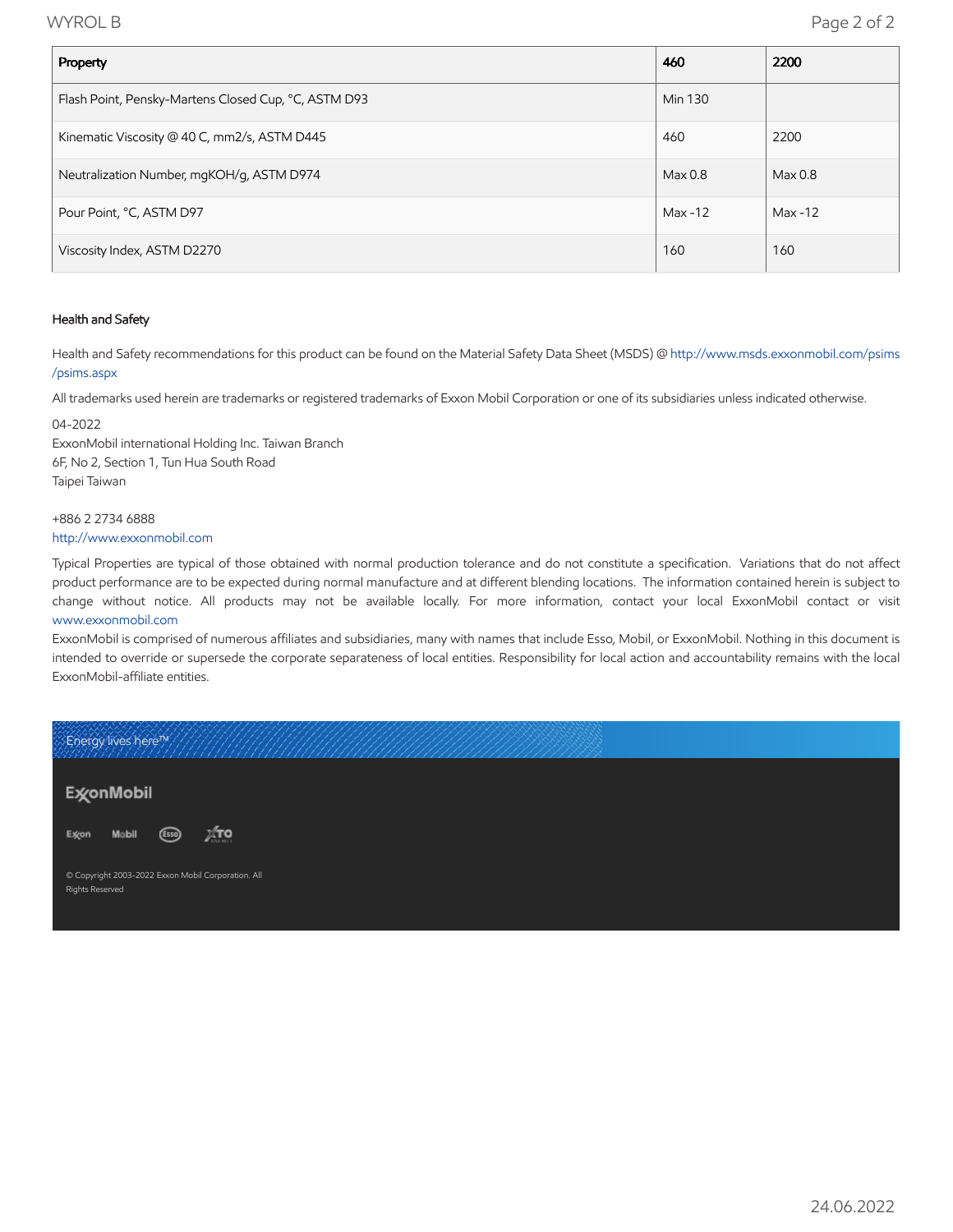| Property | 460 | 2200 |
|---|---|---|
| Flash Point, Pensky-Martens Closed Cup, °C, ASTM D93 | Min 130 | |
| Kinematic Viscosity @ 40 C, mm2/s, ASTM D445 | 460 | 2200 |
| Neutralization Number, mgKOH/g, ASTM D974 | Max 0.8 | Max 0.8 |
| Pour Point, °C, ASTM D97 | Max -12 | Max -12 |
| Viscosity Index, ASTM D2270 | 160 | 160 |

### Health and Safety

Health and Safety recommendations for this product can be found on the Material Safety Data Sheet (MSDS) @ http://www.msds.exxonmobil.com/psims/psims.aspx

All trademarks used herein are trademarks or registered trademarks of Exxon Mobil Corporation or one of its subsidiaries unless indicated otherwise.

04-2022
ExxonMobil international Holding Inc. Taiwan Branch
6F, No 2, Section 1, Tun Hua South Road
Taipei Taiwan

+886 2 2734 6888
http://www.exxonmobil.com

Typical Properties are typical of those obtained with normal production tolerance and do not constitute a specification. Variations that do not affect product performance are to be expected during normal manufacture and at different blending locations. The information contained herein is subject to change without notice. All products may not be available locally. For more information, contact your local ExxonMobil contact or visit www.exxonmobil.com

ExxonMobil is comprised of numerous affiliates and subsidiaries, many with names that include Esso, Mobil, or ExxonMobil. Nothing in this document is intended to override or supersede the corporate separateness of local entities. Responsibility for local action and accountability remains with the local ExxonMobil-affiliate entities.

Energy lives here™

ExxonMobil

Exxon Mobil Esso XTO

© Copyright 2003-2022 Exxon Mobil Corporation. All Rights Reserved